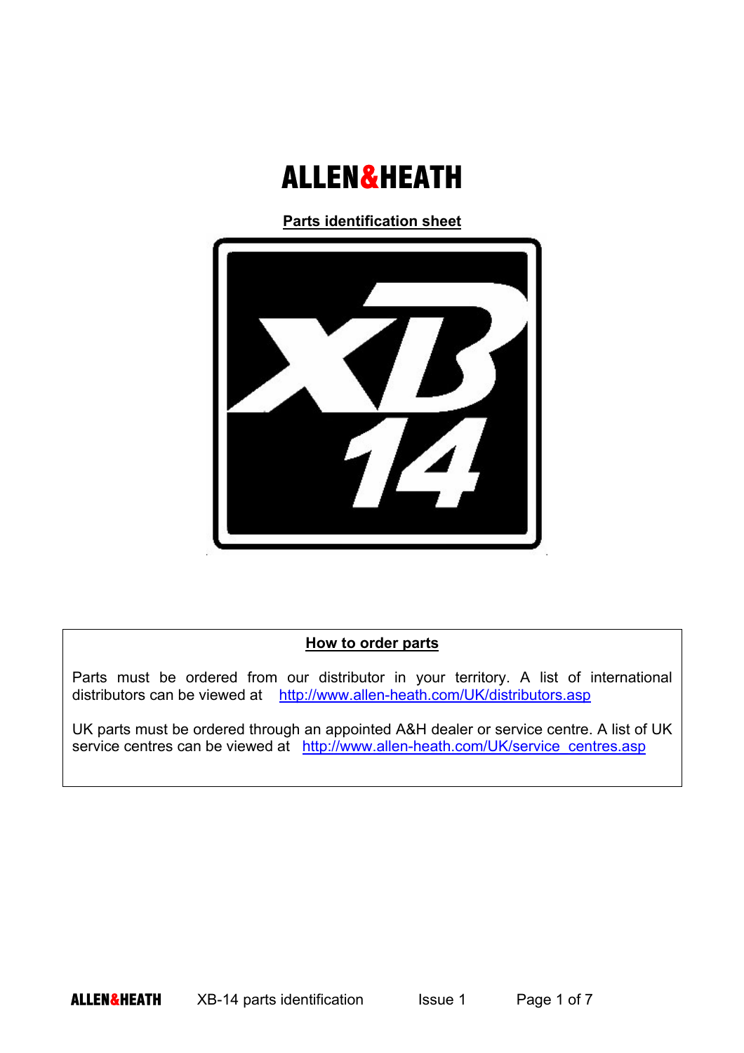# ALLEN&HEATH

**Parts identification sheet**

XB 14

**How to order parts**

Parts must be ordered from our distributor in your territory. A list of international distributors can be viewed at [http://www.allen-heath.com/UK/distributors.asp](http://www.allen-heath.com/UK/distributors.asp)

UK parts must be ordered through an appointed A&H dealer or service centre. A list of UK service centres can be viewed at [http://www.allen-heath.com/UK/service_centres.asp](http://www.allen-heath.com/UK/service_centres.asp)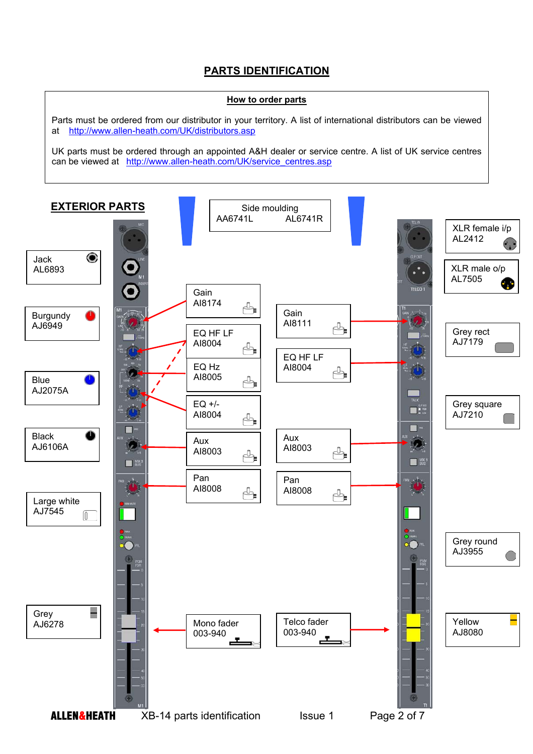## PARTS IDENTIFICATION

**How to order parts**

Parts must be ordered from our distributor in your territory. A list of international distributors can be viewed at http://www.allen-heath.com/UK/distributors.asp

UK parts must be ordered through an appointed A&H dealer or service centre. A list of UK service centres can be viewed at http://www.allen-heath.com/UK/service_centres.asp

## EXTERIOR PARTS

Side moulding
AA6741L AL6741R

Jack
AL6893

Burgundy
AJ6949

Blue
AJ2075A

Black
AJ6106A

Large white
AJ7545

Grey
AJ6278

Gain
AI8174

EQ HF LF
AI8004

EQ Hz
AI8005

EQ +/-
AI8004

Aux
AI8003

Pan
AI8008

Mono fader
003-940

Gain
AI8111

EQ HF LF
AI8004

Aux
AI8003

Pan
AI8008

Telco fader
003-940

XLR female i/p
AL2412

XLR male o/p
AL7505

Grey rect
AJ7179

Grey square
AJ7210

Grey round
AJ3955

Yellow
AJ8080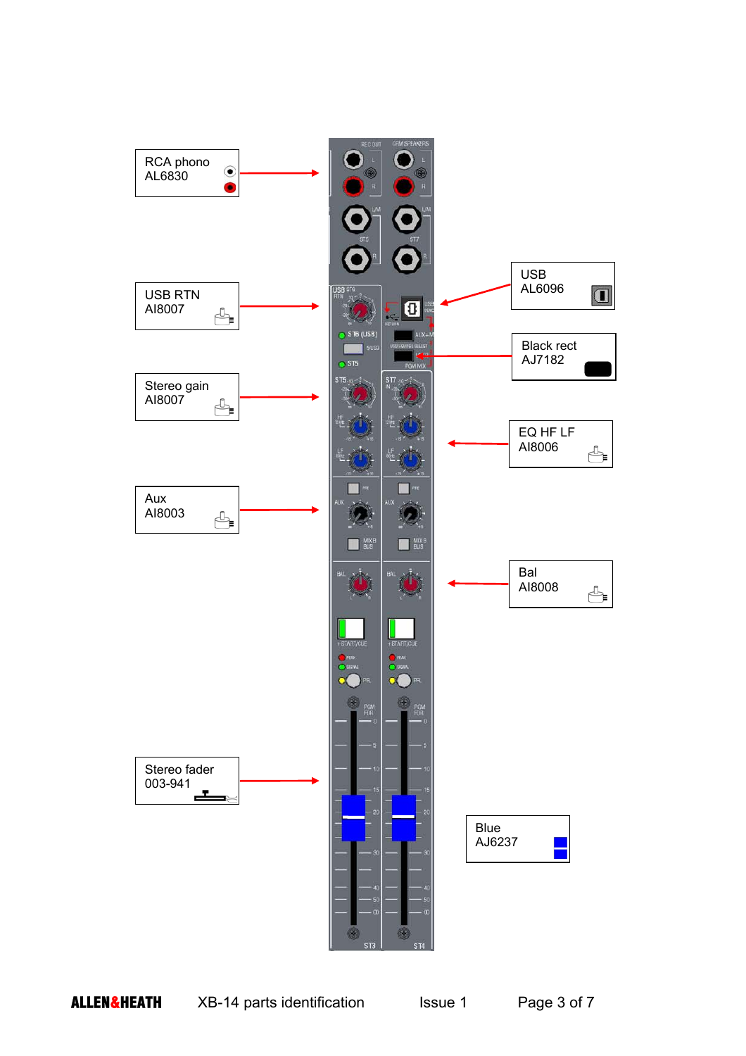RCA phono
AL6830

USB RTN
AI8007

Stereo gain
AI8007

Aux
AI8003

Stereo fader
003-941

USB
AL6096

Black rect
AJ7182

EQ HF LF
AI8006

Bal
AI8008

Blue
AJ6237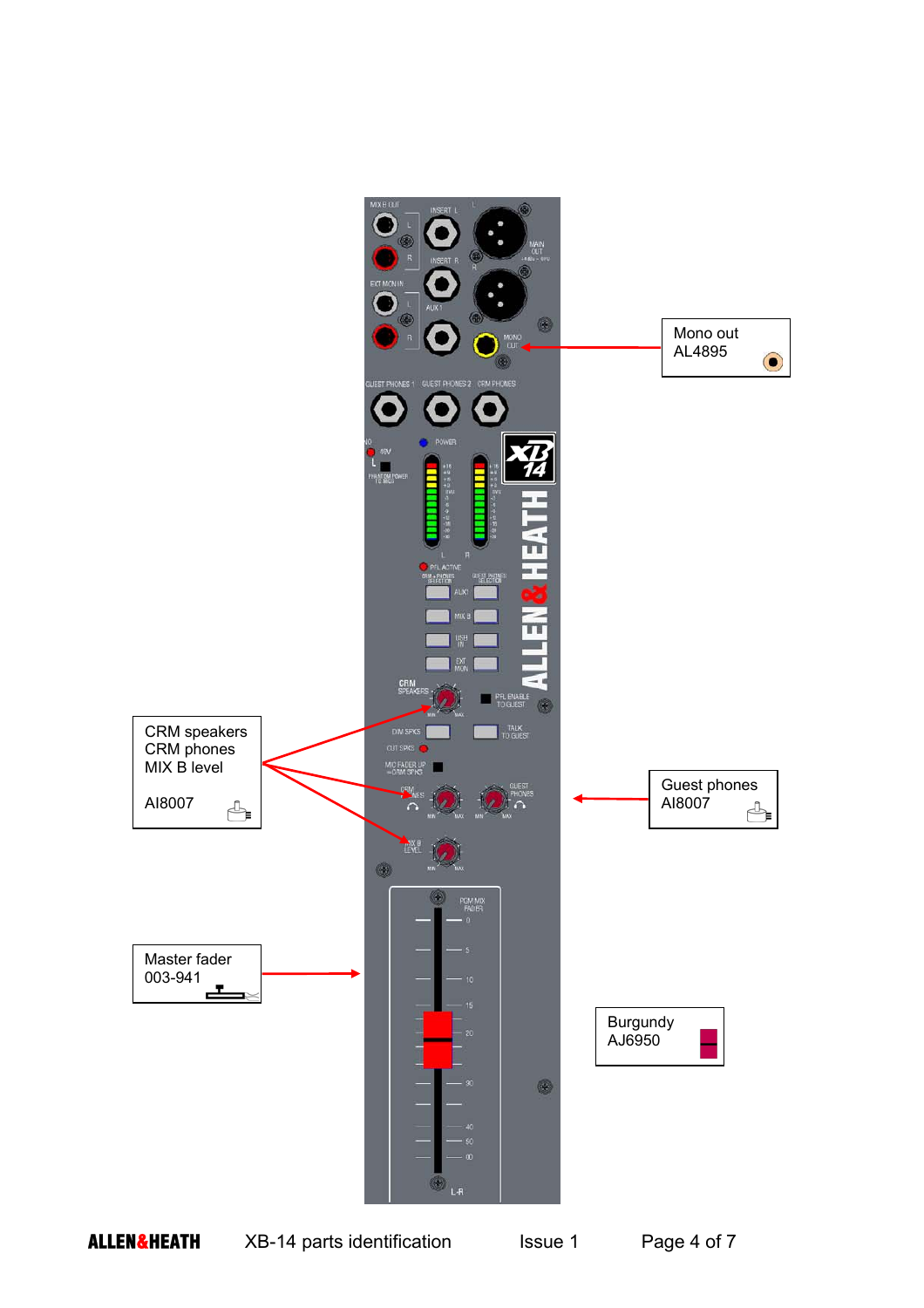Mono out
AL4895

CRM speakers
CRM phones
MIX B level

AI8007

Guest phones
AI8007

Master fader
003-941

Burgundy
AJ6950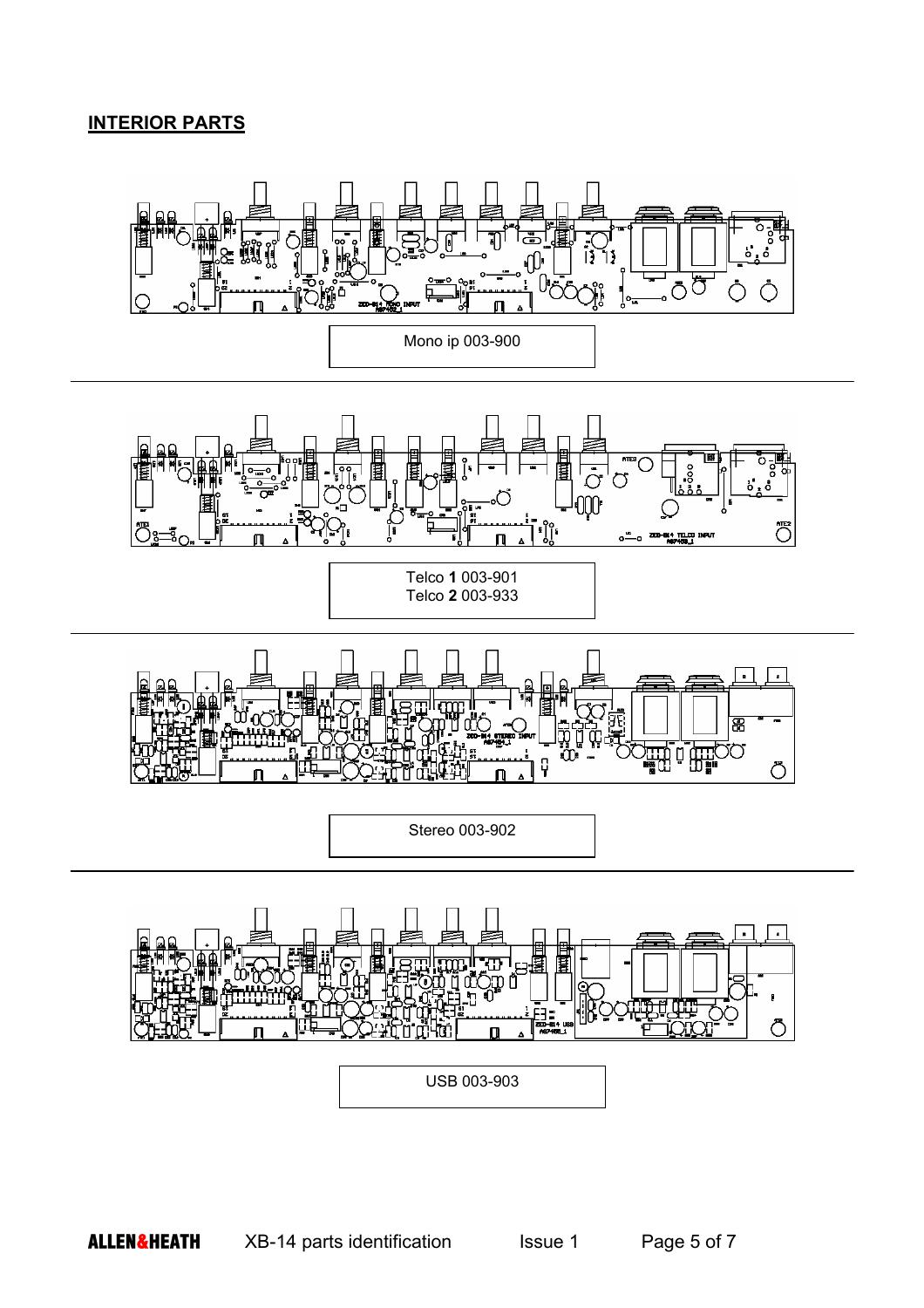## INTERIOR PARTS

Mono ip 003-900

Telco **1** 003-901
Telco **2** 003-933

Stereo 003-902

USB 003-903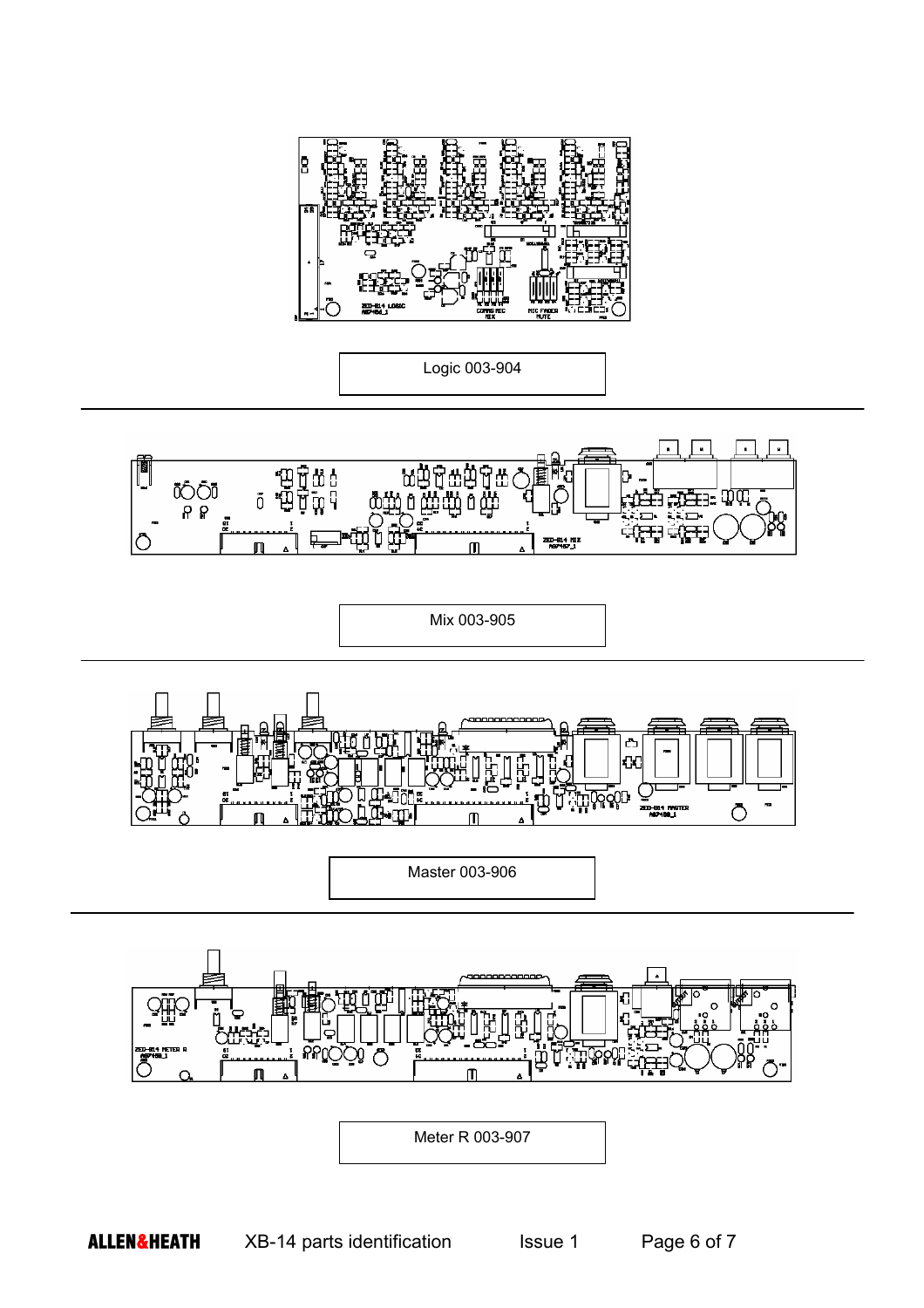Logic 003-904

Mix 003-905

Master 003-906

Meter R 003-907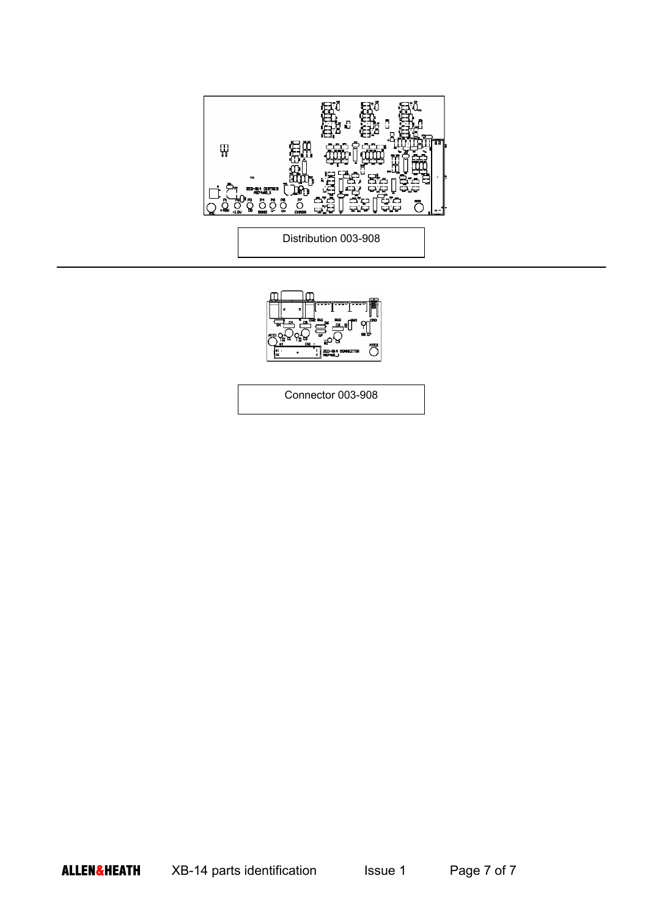Distribution 003-908

Connector 003-908